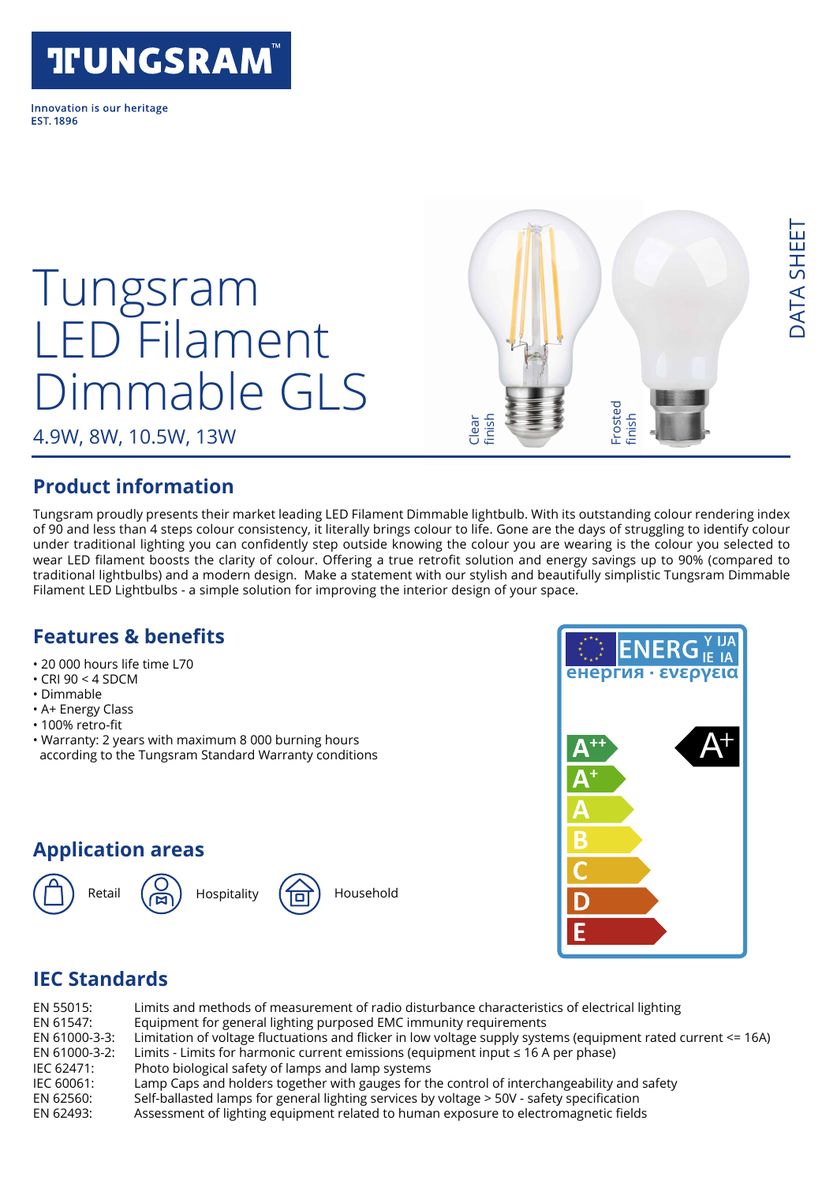# Tungsram LED Filament Dimmable GLS

4.9W, 8W, 10.5W, 13W

DATA SHEET

Clear finish

Frosted finish

## Product information

Tungsram proudly presents their market leading LED Filament Dimmable lightbulb. With its outstanding colour rendering index of 90 and less than 4 steps colour consistency, it literally brings colour to life. Gone are the days of struggling to identify colour under traditional lighting you can confidently step outside knowing the colour you are wearing is the colour you selected to wear LED filament boosts the clarity of colour. Offering a true retrofit solution and energy savings up to 90% (compared to traditional lightbulbs) and a modern design. Make a statement with our stylish and beautifully simplistic Tungsram Dimmable Filament LED Lightbulbs - a simple solution for improving the interior design of your space.

## Features & benefits

- 20 000 hours life time L70
- CRI 90 < 4 SDCM
- Dimmable
- A+ Energy Class
- 100% retro-fit
- Warranty: 2 years with maximum 8 000 burning hours according to the Tungsram Standard Warranty conditions

## Application areas

Retail · Hospitality · Household

## IEC Standards

EN 55015: Limits and methods of measurement of radio disturbance characteristics of electrical lighting
EN 61547: Equipment for general lighting purposed EMC immunity requirements
EN 61000-3-3: Limitation of voltage fluctuations and flicker in low voltage supply systems (equipment rated current <= 16A)
EN 61000-3-2: Limits - Limits for harmonic current emissions (equipment input ≤ 16 A per phase)
IEC 62471: Photo biological safety of lamps and lamp systems
IEC 60061: Lamp Caps and holders together with gauges for the control of interchangeability and safety
EN 62560: Self-ballasted lamps for general lighting services by voltage > 50V - safety specification
EN 62493: Assessment of lighting equipment related to human exposure to electromagnetic fields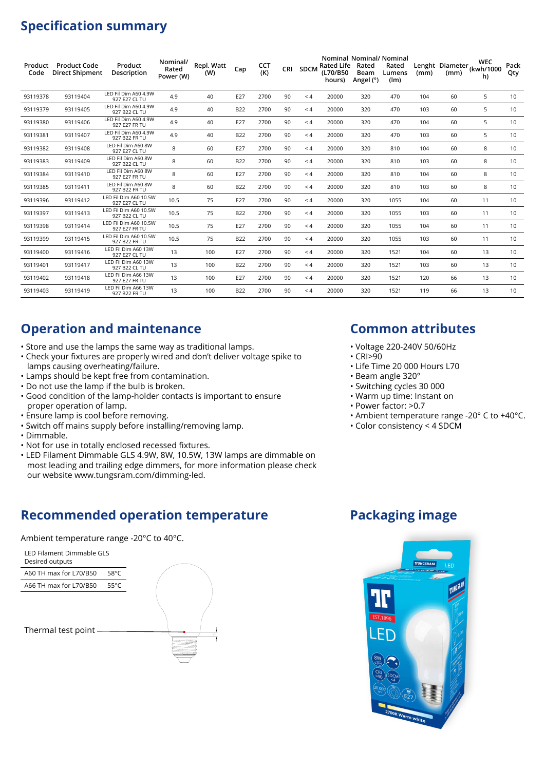## Specification summary

| Product Code | Product Code Direct Shipment | Product Description | Nominal/ Rated Power (W) | Repl. Watt (W) | Cap | CCT (K) | CRI | SDCM | Nominal Rated Life (L70/B50 hours) | Nominal/ Rated Beam Angel (°) | Nominal Rated Lumens (lm) | Lenght (mm) | Diameter (mm) | WEC (kwh/1000 h) | Pack Qty |
|---|---|---|---|---|---|---|---|---|---|---|---|---|---|---|---|
| 93119378 | 93119404 | LED Fil Dim A60 4.9W 927 E27 CL TU | 4.9 | 40 | E27 | 2700 | 90 | < 4 | 20000 | 320 | 470 | 104 | 60 | 5 | 10 |
| 93119379 | 93119405 | LED Fil Dim A60 4.9W 927 B22 CL TU | 4.9 | 40 | B22 | 2700 | 90 | < 4 | 20000 | 320 | 470 | 103 | 60 | 5 | 10 |
| 93119380 | 93119406 | LED Fil Dim A60 4.9W 927 E27 FR TU | 4.9 | 40 | E27 | 2700 | 90 | < 4 | 20000 | 320 | 470 | 104 | 60 | 5 | 10 |
| 93119381 | 93119407 | LED Fil Dim A60 4.9W 927 B22 FR TU | 4.9 | 40 | B22 | 2700 | 90 | < 4 | 20000 | 320 | 470 | 103 | 60 | 5 | 10 |
| 93119382 | 93119408 | LED Fil Dim A60 8W 927 E27 CL TU | 8 | 60 | E27 | 2700 | 90 | < 4 | 20000 | 320 | 810 | 104 | 60 | 8 | 10 |
| 93119383 | 93119409 | LED Fil Dim A60 8W 927 B22 CL TU | 8 | 60 | B22 | 2700 | 90 | < 4 | 20000 | 320 | 810 | 103 | 60 | 8 | 10 |
| 93119384 | 93119410 | LED Fil Dim A60 8W 927 E27 FR TU | 8 | 60 | E27 | 2700 | 90 | < 4 | 20000 | 320 | 810 | 104 | 60 | 8 | 10 |
| 93119385 | 93119411 | LED Fil Dim A60 8W 927 B22 FR TU | 8 | 60 | B22 | 2700 | 90 | < 4 | 20000 | 320 | 810 | 103 | 60 | 8 | 10 |
| 93119396 | 93119412 | LED Fil Dim A60 10.5W 927 E27 CL TU | 10.5 | 75 | E27 | 2700 | 90 | < 4 | 20000 | 320 | 1055 | 104 | 60 | 11 | 10 |
| 93119397 | 93119413 | LED Fil Dim A60 10.5W 927 B22 CL TU | 10.5 | 75 | B22 | 2700 | 90 | < 4 | 20000 | 320 | 1055 | 103 | 60 | 11 | 10 |
| 93119398 | 93119414 | LED Fil Dim A60 10.5W 927 E27 FR TU | 10.5 | 75 | E27 | 2700 | 90 | < 4 | 20000 | 320 | 1055 | 104 | 60 | 11 | 10 |
| 93119399 | 93119415 | LED Fil Dim A60 10.5W 927 B22 FR TU | 10.5 | 75 | B22 | 2700 | 90 | < 4 | 20000 | 320 | 1055 | 103 | 60 | 11 | 10 |
| 93119400 | 93119416 | LED Fil Dim A60 13W 927 E27 CL TU | 13 | 100 | E27 | 2700 | 90 | < 4 | 20000 | 320 | 1521 | 104 | 60 | 13 | 10 |
| 93119401 | 93119417 | LED Fil Dim A60 13W 927 B22 CL TU | 13 | 100 | B22 | 2700 | 90 | < 4 | 20000 | 320 | 1521 | 103 | 60 | 13 | 10 |
| 93119402 | 93119418 | LED Fil Dim A66 13W 927 E27 FR TU | 13 | 100 | E27 | 2700 | 90 | < 4 | 20000 | 320 | 1521 | 120 | 66 | 13 | 10 |
| 93119403 | 93119419 | LED Fil Dim A66 13W 927 B22 FR TU | 13 | 100 | B22 | 2700 | 90 | < 4 | 20000 | 320 | 1521 | 119 | 66 | 13 | 10 |

## Operation and maintenance

- Store and use the lamps the same way as traditional lamps.
- Check your fixtures are properly wired and don't deliver voltage spike to lamps causing overheating/failure.
- Lamps should be kept free from contamination.
- Do not use the lamp if the bulb is broken.
- Good condition of the lamp-holder contacts is important to ensure proper operation of lamp.
- Ensure lamp is cool before removing.
- Switch off mains supply before installing/removing lamp.
- Dimmable.
- Not for use in totally enclosed recessed fixtures.
- LED Filament Dimmable GLS 4.9W, 8W, 10.5W, 13W lamps are dimmable on most leading and trailing edge dimmers, for more information please check our website www.tungsram.com/dimming-led.

## Common attributes

- Voltage 220-240V 50/60Hz
- CRI>90
- Life Time 20 000 Hours L70
- Beam angle 320°
- Switching cycles 30 000
- Warm up time: Instant on
- Power factor: >0.7
- Ambient temperature range -20° C to +40°C.
- Color consistency < 4 SDCM

## Recommended operation temperature

Ambient temperature range -20°C to 40°C.

| LED Filament Dimmable GLS Desired outputs | |
|---|---|
| A60 TH max for L70/B50 | 58°C |
| A66 TH max for L70/B50 | 55°C |

Thermal test point

## Packaging image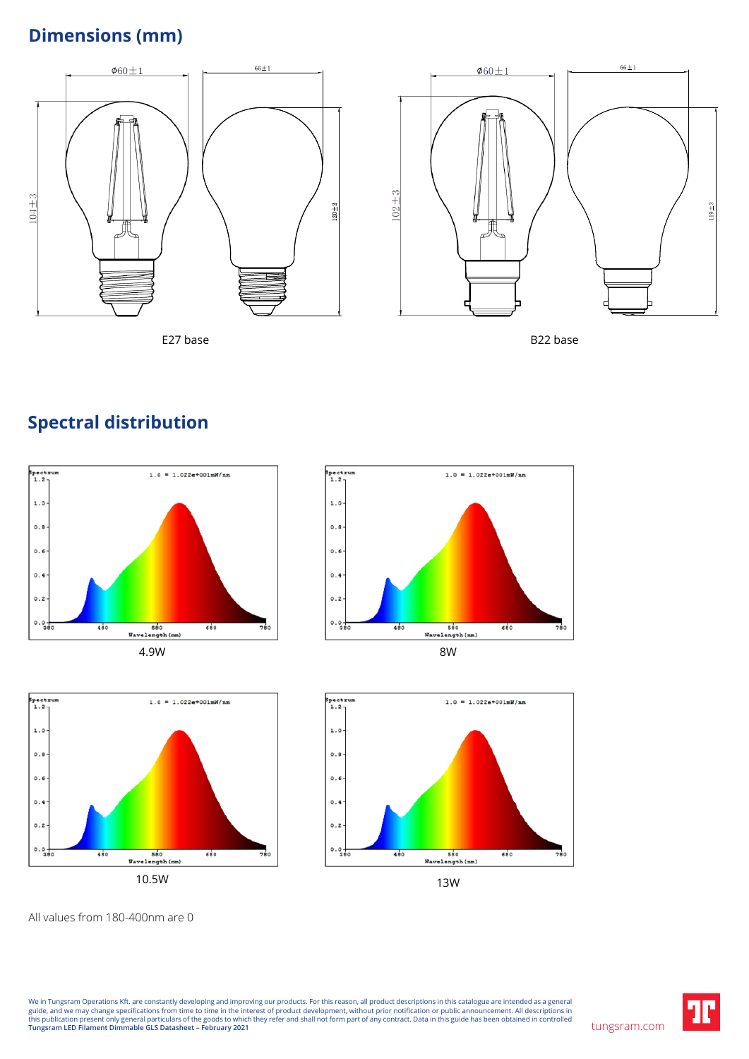## Dimensions (mm)

ϕ60±1

66±1

104±3

120±2

E27 base

ϕ60±1

66±1

102±3

118±3

B22 base

## Spectral distribution

Spectrum

1.0 = 1.022e+001mW/nm

Wavelength (nm)

4.9W

Spectrum

1.0 = 1.022e+001mW/nm

Wavelength (nm)

8W

Spectrum

1.0 = 1.022e+001mW/nm

Wavelength (nm)

10.5W

Spectrum

1.0 = 1.022e+001mW/nm

Wavelength (nm)

13W

All values from 180-400nm are 0

We in Tungsram Operations Kft. are constantly developing and improving our products. For this reason, all product descriptions in this catalogue are intended as a general guide, and we may change specifications from time to time in the interest of product development, without prior notification or public announcement. All descriptions in this publication present only general particulars of the goods to which they refer and shall not form part of any contract. Data in this guide has been obtained in controlled

**Tungsram LED Filament Dimmable GLS Datasheet – February 2021**

tungsram.com